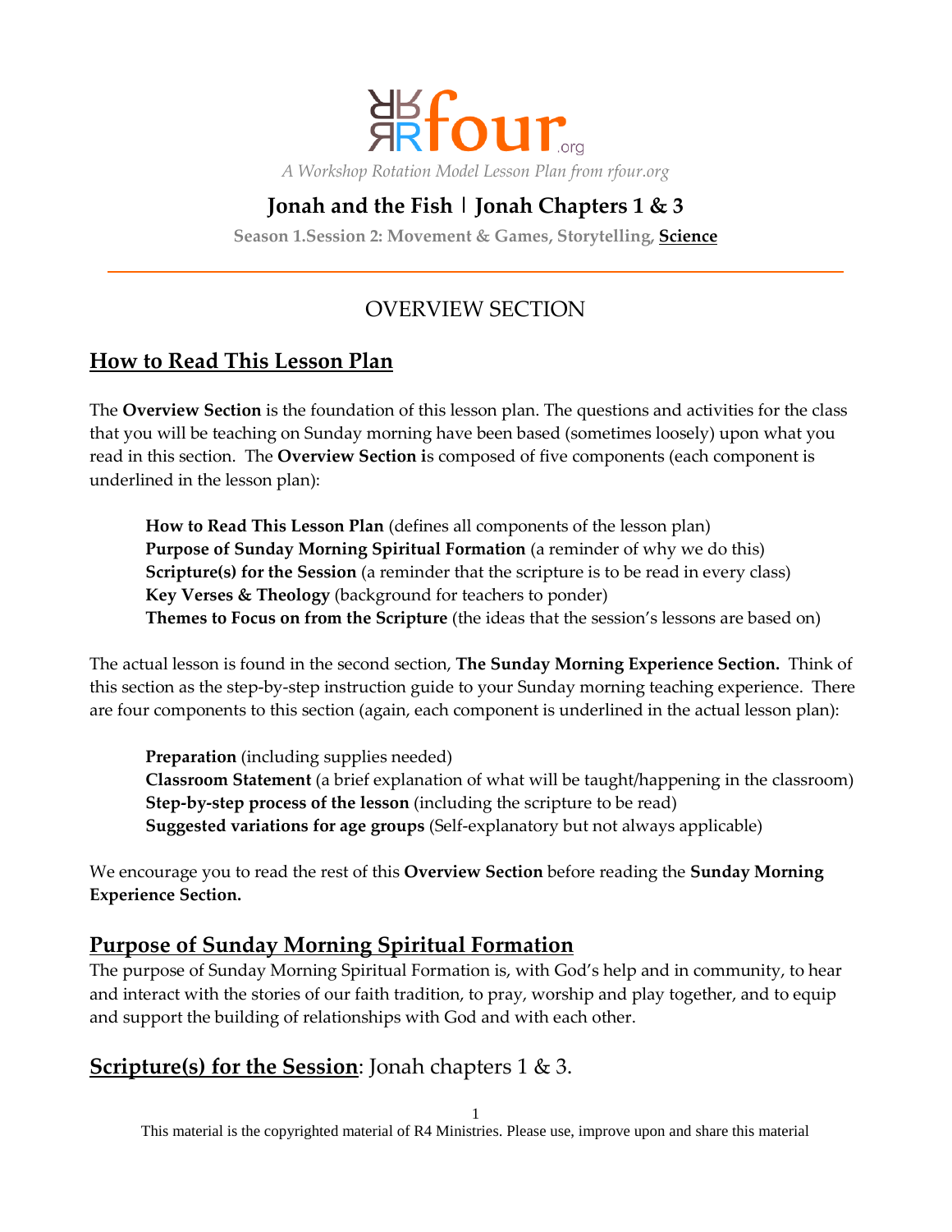rfour.org

*A Workshop Rotation Model Lesson Plan from rfour.org*

# Jonah and the Fish | Jonah Chapters 1 & 3

**Season 1.Session 2: Movement & Games, Storytelling, Science**

## OVERVIEW SECTION

## How to Read This Lesson Plan

The **Overview Section** is the foundation of this lesson plan. The questions and activities for the class that you will be teaching on Sunday morning have been based (sometimes loosely) upon what you read in this section. The **Overview Section i**s composed of five components (each component is underlined in the lesson plan):

**How to Read This Lesson Plan** (defines all components of the lesson plan)
**Purpose of Sunday Morning Spiritual Formation** (a reminder of why we do this)
**Scripture(s) for the Session** (a reminder that the scripture is to be read in every class)
**Key Verses & Theology** (background for teachers to ponder)
**Themes to Focus on from the Scripture** (the ideas that the session's lessons are based on)

The actual lesson is found in the second section, **The Sunday Morning Experience Section.** Think of this section as the step-by-step instruction guide to your Sunday morning teaching experience. There are four components to this section (again, each component is underlined in the actual lesson plan):

**Preparation** (including supplies needed)
**Classroom Statement** (a brief explanation of what will be taught/happening in the classroom)
**Step-by-step process of the lesson** (including the scripture to be read)
**Suggested variations for age groups** (Self-explanatory but not always applicable)

We encourage you to read the rest of this **Overview Section** before reading the **Sunday Morning Experience Section.**

## Purpose of Sunday Morning Spiritual Formation

The purpose of Sunday Morning Spiritual Formation is, with God's help and in community, to hear and interact with the stories of our faith tradition, to pray, worship and play together, and to equip and support the building of relationships with God and with each other.

## Scripture(s) for the Session: Jonah chapters 1 & 3.

This material is the copyrighted material of R4 Ministries. Please use, improve upon and share this material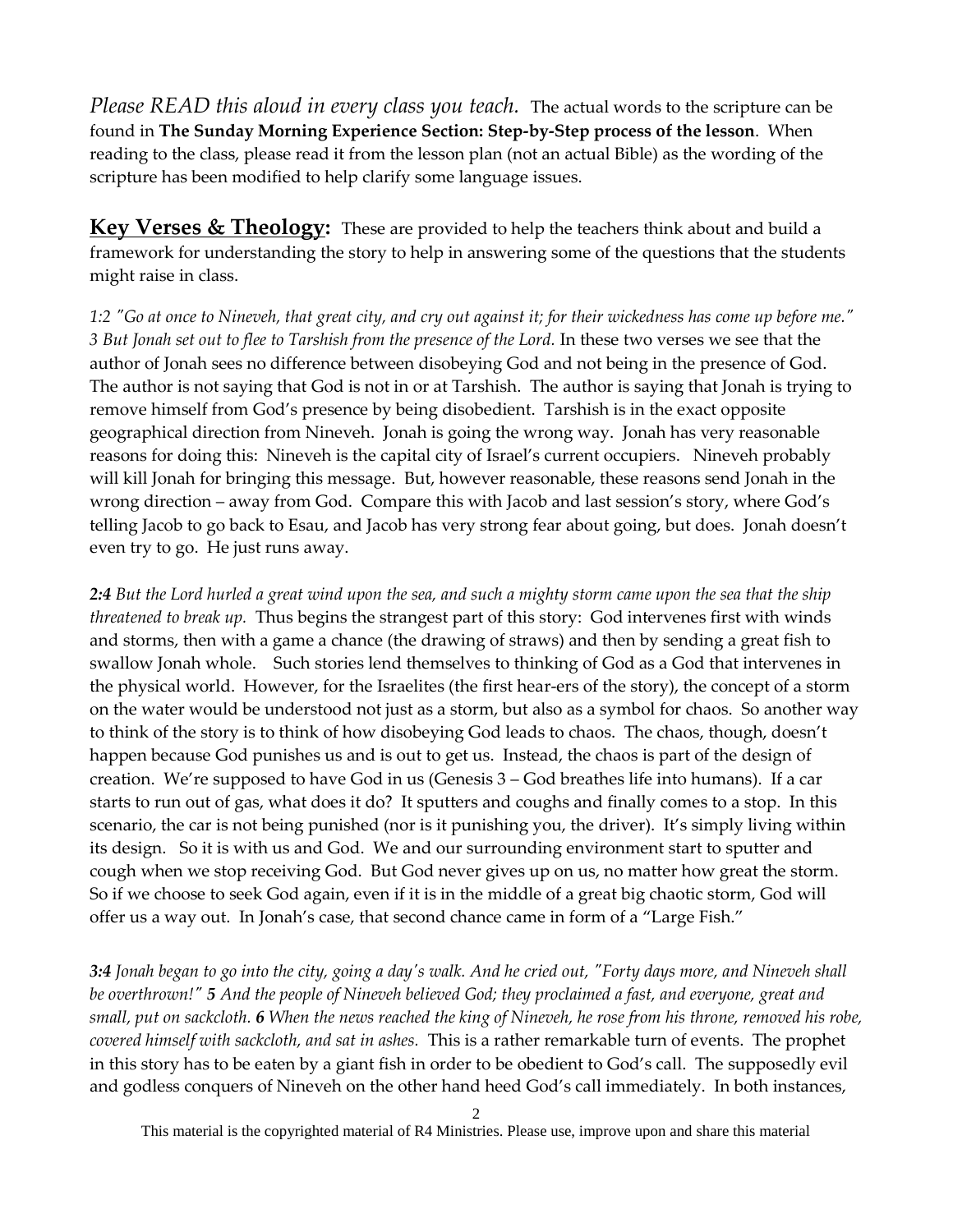*Please READ this aloud in every class you teach.* The actual words to the scripture can be found in **The Sunday Morning Experience Section: Step-by-Step process of the lesson**. When reading to the class, please read it from the lesson plan (not an actual Bible) as the wording of the scripture has been modified to help clarify some language issues.

**Key Verses & Theology:** These are provided to help the teachers think about and build a framework for understanding the story to help in answering some of the questions that the students might raise in class.

*1:2 "Go at once to Nineveh, that great city, and cry out against it; for their wickedness has come up before me." 3 But Jonah set out to flee to Tarshish from the presence of the Lord.* In these two verses we see that the author of Jonah sees no difference between disobeying God and not being in the presence of God. The author is not saying that God is not in or at Tarshish. The author is saying that Jonah is trying to remove himself from God's presence by being disobedient. Tarshish is in the exact opposite geographical direction from Nineveh. Jonah is going the wrong way. Jonah has very reasonable reasons for doing this: Nineveh is the capital city of Israel's current occupiers. Nineveh probably will kill Jonah for bringing this message. But, however reasonable, these reasons send Jonah in the wrong direction – away from God. Compare this with Jacob and last session's story, where God's telling Jacob to go back to Esau, and Jacob has very strong fear about going, but does. Jonah doesn't even try to go. He just runs away.

***2:4*** *But the Lord hurled a great wind upon the sea, and such a mighty storm came upon the sea that the ship threatened to break up.* Thus begins the strangest part of this story: God intervenes first with winds and storms, then with a game a chance (the drawing of straws) and then by sending a great fish to swallow Jonah whole. Such stories lend themselves to thinking of God as a God that intervenes in the physical world. However, for the Israelites (the first hear-ers of the story), the concept of a storm on the water would be understood not just as a storm, but also as a symbol for chaos. So another way to think of the story is to think of how disobeying God leads to chaos. The chaos, though, doesn't happen because God punishes us and is out to get us. Instead, the chaos is part of the design of creation. We're supposed to have God in us (Genesis 3 – God breathes life into humans). If a car starts to run out of gas, what does it do? It sputters and coughs and finally comes to a stop. In this scenario, the car is not being punished (nor is it punishing you, the driver). It's simply living within its design. So it is with us and God. We and our surrounding environment start to sputter and cough when we stop receiving God. But God never gives up on us, no matter how great the storm. So if we choose to seek God again, even if it is in the middle of a great big chaotic storm, God will offer us a way out. In Jonah's case, that second chance came in form of a "Large Fish."

***3:4*** *Jonah began to go into the city, going a day's walk. And he cried out, "Forty days more, and Nineveh shall be overthrown!"* ***5*** *And the people of Nineveh believed God; they proclaimed a fast, and everyone, great and small, put on sackcloth.* ***6*** *When the news reached the king of Nineveh, he rose from his throne, removed his robe, covered himself with sackcloth, and sat in ashes.* This is a rather remarkable turn of events. The prophet in this story has to be eaten by a giant fish in order to be obedient to God's call. The supposedly evil and godless conquers of Nineveh on the other hand heed God's call immediately. In both instances,

This material is the copyrighted material of R4 Ministries. Please use, improve upon and share this material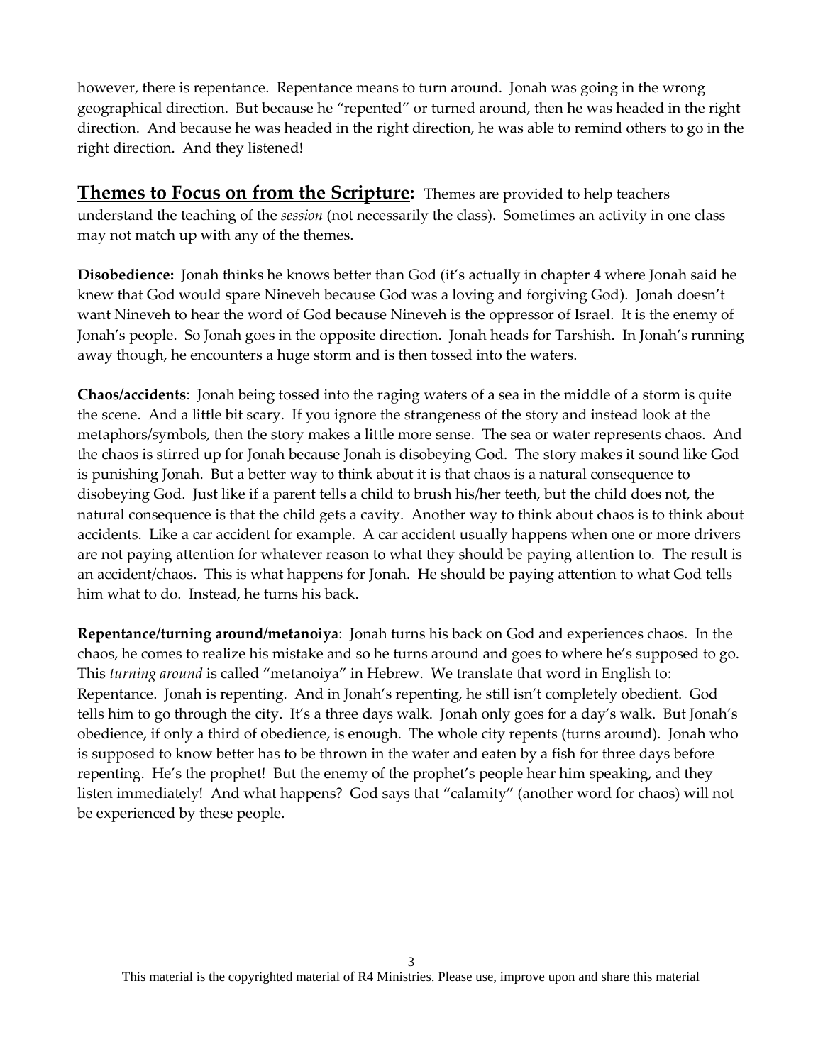however, there is repentance. Repentance means to turn around. Jonah was going in the wrong geographical direction. But because he "repented" or turned around, then he was headed in the right direction. And because he was headed in the right direction, he was able to remind others to go in the right direction. And they listened!

## Themes to Focus on from the Scripture:

Themes are provided to help teachers understand the teaching of the *session* (not necessarily the class). Sometimes an activity in one class may not match up with any of the themes.

**Disobedience:** Jonah thinks he knows better than God (it's actually in chapter 4 where Jonah said he knew that God would spare Nineveh because God was a loving and forgiving God). Jonah doesn't want Nineveh to hear the word of God because Nineveh is the oppressor of Israel. It is the enemy of Jonah's people. So Jonah goes in the opposite direction. Jonah heads for Tarshish. In Jonah's running away though, he encounters a huge storm and is then tossed into the waters.

**Chaos/accidents**: Jonah being tossed into the raging waters of a sea in the middle of a storm is quite the scene. And a little bit scary. If you ignore the strangeness of the story and instead look at the metaphors/symbols, then the story makes a little more sense. The sea or water represents chaos. And the chaos is stirred up for Jonah because Jonah is disobeying God. The story makes it sound like God is punishing Jonah. But a better way to think about it is that chaos is a natural consequence to disobeying God. Just like if a parent tells a child to brush his/her teeth, but the child does not, the natural consequence is that the child gets a cavity. Another way to think about chaos is to think about accidents. Like a car accident for example. A car accident usually happens when one or more drivers are not paying attention for whatever reason to what they should be paying attention to. The result is an accident/chaos. This is what happens for Jonah. He should be paying attention to what God tells him what to do. Instead, he turns his back.

**Repentance/turning around/metanoiya**: Jonah turns his back on God and experiences chaos. In the chaos, he comes to realize his mistake and so he turns around and goes to where he's supposed to go. This *turning around* is called "metanoiya" in Hebrew. We translate that word in English to: Repentance. Jonah is repenting. And in Jonah's repenting, he still isn't completely obedient. God tells him to go through the city. It's a three days walk. Jonah only goes for a day's walk. But Jonah's obedience, if only a third of obedience, is enough. The whole city repents (turns around). Jonah who is supposed to know better has to be thrown in the water and eaten by a fish for three days before repenting. He's the prophet! But the enemy of the prophet's people hear him speaking, and they listen immediately! And what happens? God says that "calamity" (another word for chaos) will not be experienced by these people.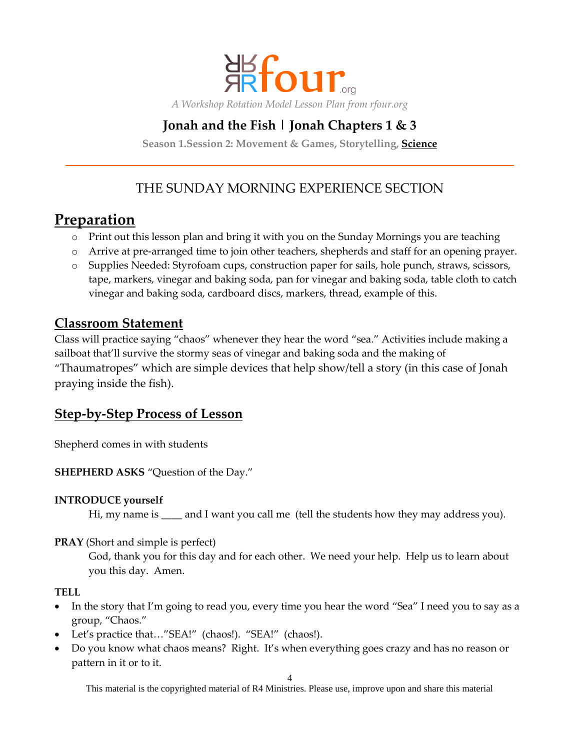A Workshop Rotation Model Lesson Plan from rfour.org

# Jonah and the Fish | Jonah Chapters 1 & 3

**Season 1.Session 2: Movement & Games, Storytelling, Science**

## THE SUNDAY MORNING EXPERIENCE SECTION

# Preparation

- Print out this lesson plan and bring it with you on the Sunday Mornings you are teaching
- Arrive at pre-arranged time to join other teachers, shepherds and staff for an opening prayer.
- Supplies Needed: Styrofoam cups, construction paper for sails, hole punch, straws, scissors, tape, markers, vinegar and baking soda, pan for vinegar and baking soda, table cloth to catch vinegar and baking soda, cardboard discs, markers, thread, example of this.

## Classroom Statement

Class will practice saying "chaos" whenever they hear the word "sea." Activities include making a sailboat that'll survive the stormy seas of vinegar and baking soda and the making of "Thaumatropes" which are simple devices that help show/tell a story (in this case of Jonah praying inside the fish).

## Step-by-Step Process of Lesson

Shepherd comes in with students

**SHEPHERD ASKS** "Question of the Day."

**INTRODUCE yourself**

Hi, my name is ____ and I want you call me (tell the students how they may address you).

**PRAY** (Short and simple is perfect)

God, thank you for this day and for each other. We need your help. Help us to learn about you this day. Amen.

**TELL**

- In the story that I'm going to read you, every time you hear the word "Sea" I need you to say as a group, "Chaos."
- Let's practice that…"SEA!" (chaos!). "SEA!" (chaos!).
- Do you know what chaos means? Right. It's when everything goes crazy and has no reason or pattern in it or to it.

This material is the copyrighted material of R4 Ministries. Please use, improve upon and share this material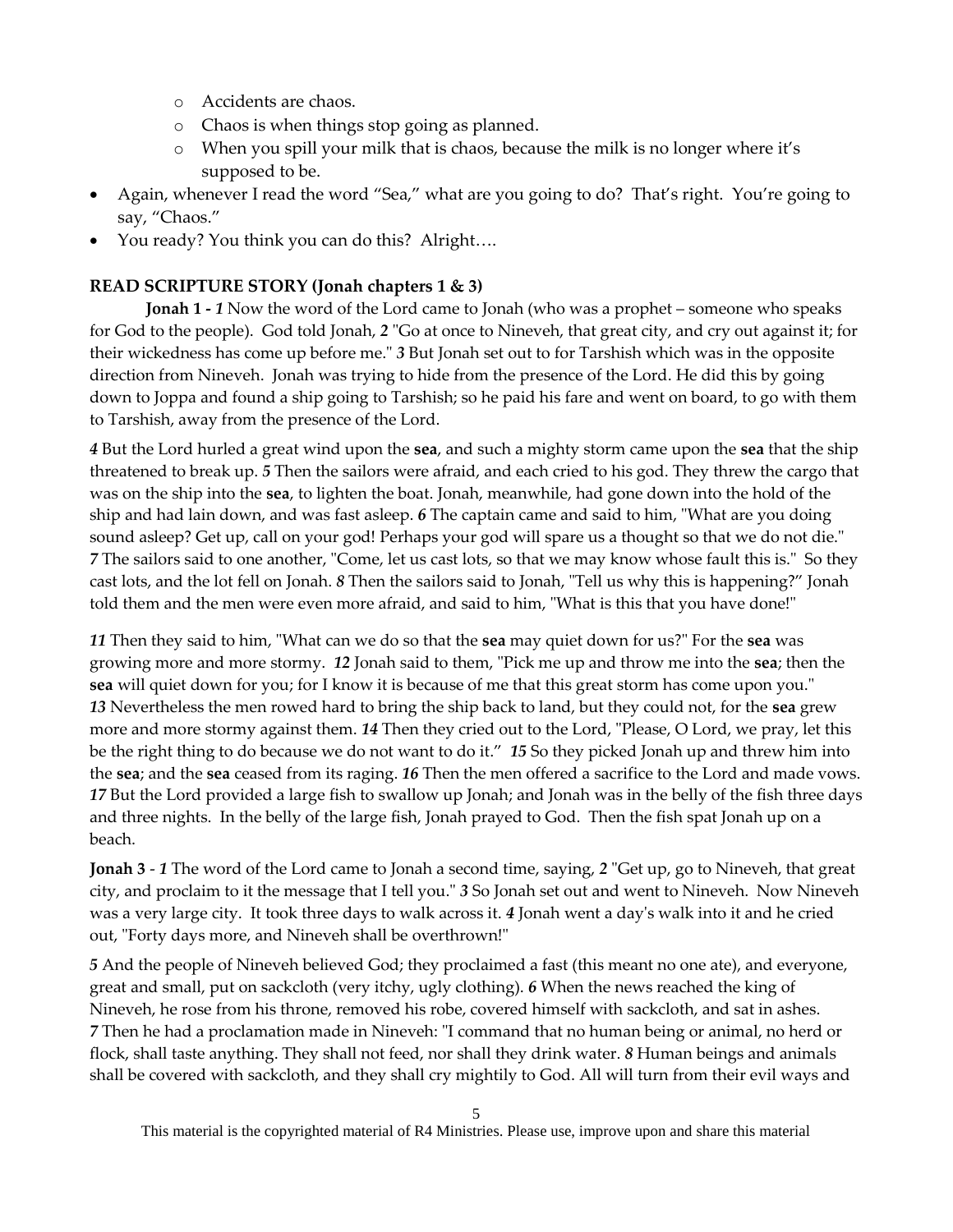- Accidents are chaos.
  - Chaos is when things stop going as planned.
  - When you spill your milk that is chaos, because the milk is no longer where it's supposed to be.
- Again, whenever I read the word "Sea," what are you going to do? That's right. You're going to say, "Chaos."
- You ready? You think you can do this? Alright….

**READ SCRIPTURE STORY (Jonah chapters 1 & 3)**

**Jonah 1 -** ***1*** Now the word of the Lord came to Jonah (who was a prophet – someone who speaks for God to the people). God told Jonah, ***2*** "Go at once to Nineveh, that great city, and cry out against it; for their wickedness has come up before me." ***3*** But Jonah set out to for Tarshish which was in the opposite direction from Nineveh. Jonah was trying to hide from the presence of the Lord. He did this by going down to Joppa and found a ship going to Tarshish; so he paid his fare and went on board, to go with them to Tarshish, away from the presence of the Lord.

***4*** But the Lord hurled a great wind upon the **sea**, and such a mighty storm came upon the **sea** that the ship threatened to break up. ***5*** Then the sailors were afraid, and each cried to his god. They threw the cargo that was on the ship into the **sea**, to lighten the boat. Jonah, meanwhile, had gone down into the hold of the ship and had lain down, and was fast asleep. ***6*** The captain came and said to him, "What are you doing sound asleep? Get up, call on your god! Perhaps your god will spare us a thought so that we do not die." ***7*** The sailors said to one another, "Come, let us cast lots, so that we may know whose fault this is." So they cast lots, and the lot fell on Jonah. ***8*** Then the sailors said to Jonah, "Tell us why this is happening?" Jonah told them and the men were even more afraid, and said to him, "What is this that you have done!"

***11*** Then they said to him, "What can we do so that the **sea** may quiet down for us?" For the **sea** was growing more and more stormy. ***12*** Jonah said to them, "Pick me up and throw me into the **sea**; then the **sea** will quiet down for you; for I know it is because of me that this great storm has come upon you." ***13*** Nevertheless the men rowed hard to bring the ship back to land, but they could not, for the **sea** grew more and more stormy against them. ***14*** Then they cried out to the Lord, "Please, O Lord, we pray, let this be the right thing to do because we do not want to do it." ***15*** So they picked Jonah up and threw him into the **sea**; and the **sea** ceased from its raging. ***16*** Then the men offered a sacrifice to the Lord and made vows. ***17*** But the Lord provided a large fish to swallow up Jonah; and Jonah was in the belly of the fish three days and three nights. In the belly of the large fish, Jonah prayed to God. Then the fish spat Jonah up on a beach.

**Jonah 3** - ***1*** The word of the Lord came to Jonah a second time, saying, ***2*** "Get up, go to Nineveh, that great city, and proclaim to it the message that I tell you." ***3*** So Jonah set out and went to Nineveh. Now Nineveh was a very large city. It took three days to walk across it. ***4*** Jonah went a day's walk into it and he cried out, "Forty days more, and Nineveh shall be overthrown!"

***5*** And the people of Nineveh believed God; they proclaimed a fast (this meant no one ate), and everyone, great and small, put on sackcloth (very itchy, ugly clothing). ***6*** When the news reached the king of Nineveh, he rose from his throne, removed his robe, covered himself with sackcloth, and sat in ashes. ***7*** Then he had a proclamation made in Nineveh: "I command that no human being or animal, no herd or flock, shall taste anything. They shall not feed, nor shall they drink water. ***8*** Human beings and animals shall be covered with sackcloth, and they shall cry mightily to God. All will turn from their evil ways and

This material is the copyrighted material of R4 Ministries. Please use, improve upon and share this material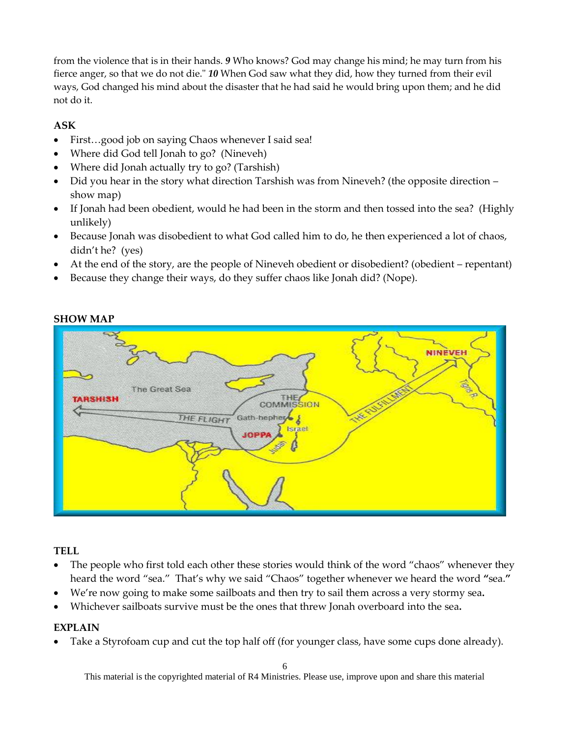from the violence that is in their hands. ***9*** Who knows? God may change his mind; he may turn from his fierce anger, so that we do not die." ***10*** When God saw what they did, how they turned from their evil ways, God changed his mind about the disaster that he had said he would bring upon them; and he did not do it.

**ASK**

- First…good job on saying Chaos whenever I said sea!
- Where did God tell Jonah to go? (Nineveh)
- Where did Jonah actually try to go? (Tarshish)
- Did you hear in the story what direction Tarshish was from Nineveh? (the opposite direction – show map)
- If Jonah had been obedient, would he had been in the storm and then tossed into the sea? (Highly unlikely)
- Because Jonah was disobedient to what God called him to do, he then experienced a lot of chaos, didn't he? (yes)
- At the end of the story, are the people of Nineveh obedient or disobedient? (obedient – repentant)
- Because they change their ways, do they suffer chaos like Jonah did? (Nope).

**SHOW MAP**

**TELL**

- The people who first told each other these stories would think of the word "chaos" whenever they heard the word "sea." That's why we said "Chaos" together whenever we heard the word **"**sea.**"**
- We're now going to make some sailboats and then try to sail them across a very stormy sea**.**
- Whichever sailboats survive must be the ones that threw Jonah overboard into the sea**.**

**EXPLAIN**

- Take a Styrofoam cup and cut the top half off (for younger class, have some cups done already).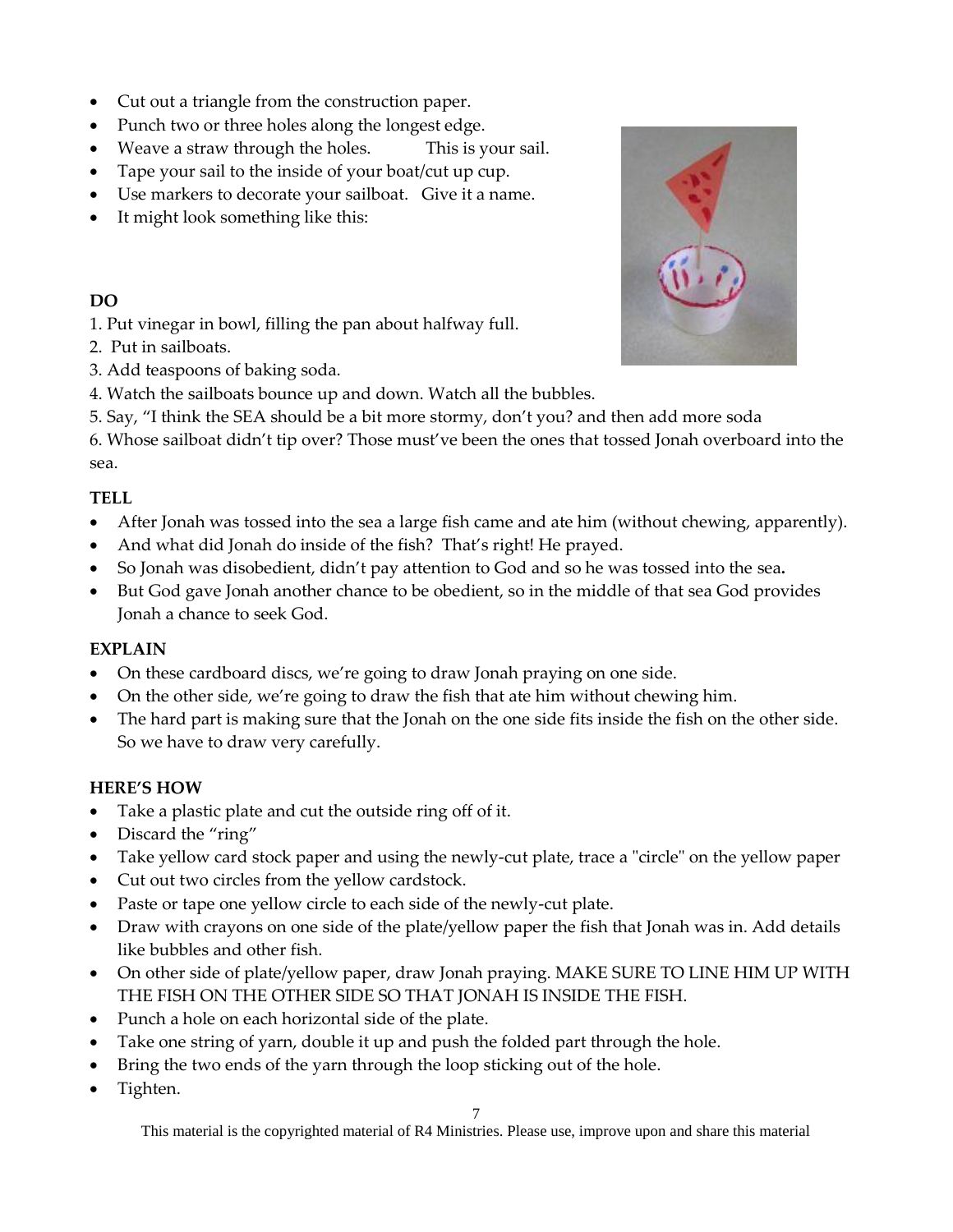- Cut out a triangle from the construction paper.
- Punch two or three holes along the longest edge.
- Weave a straw through the holes. This is your sail.
- Tape your sail to the inside of your boat/cut up cup.
- Use markers to decorate your sailboat. Give it a name.
- It might look something like this:

**DO**

1. Put vinegar in bowl, filling the pan about halfway full.
2. Put in sailboats.
3. Add teaspoons of baking soda.
4. Watch the sailboats bounce up and down. Watch all the bubbles.
5. Say, "I think the SEA should be a bit more stormy, don't you? and then add more soda
6. Whose sailboat didn't tip over? Those must've been the ones that tossed Jonah overboard into the sea.

**TELL**

- After Jonah was tossed into the sea a large fish came and ate him (without chewing, apparently).
- And what did Jonah do inside of the fish? That's right! He prayed.
- So Jonah was disobedient, didn't pay attention to God and so he was tossed into the sea**.**
- But God gave Jonah another chance to be obedient, so in the middle of that sea God provides Jonah a chance to seek God.

**EXPLAIN**

- On these cardboard discs, we're going to draw Jonah praying on one side.
- On the other side, we're going to draw the fish that ate him without chewing him.
- The hard part is making sure that the Jonah on the one side fits inside the fish on the other side. So we have to draw very carefully.

**HERE'S HOW**

- Take a plastic plate and cut the outside ring off of it.
- Discard the "ring"
- Take yellow card stock paper and using the newly-cut plate, trace a "circle" on the yellow paper
- Cut out two circles from the yellow cardstock.
- Paste or tape one yellow circle to each side of the newly-cut plate.
- Draw with crayons on one side of the plate/yellow paper the fish that Jonah was in. Add details like bubbles and other fish.
- On other side of plate/yellow paper, draw Jonah praying. MAKE SURE TO LINE HIM UP WITH THE FISH ON THE OTHER SIDE SO THAT JONAH IS INSIDE THE FISH.
- Punch a hole on each horizontal side of the plate.
- Take one string of yarn, double it up and push the folded part through the hole.
- Bring the two ends of the yarn through the loop sticking out of the hole.
- Tighten.

This material is the copyrighted material of R4 Ministries. Please use, improve upon and share this material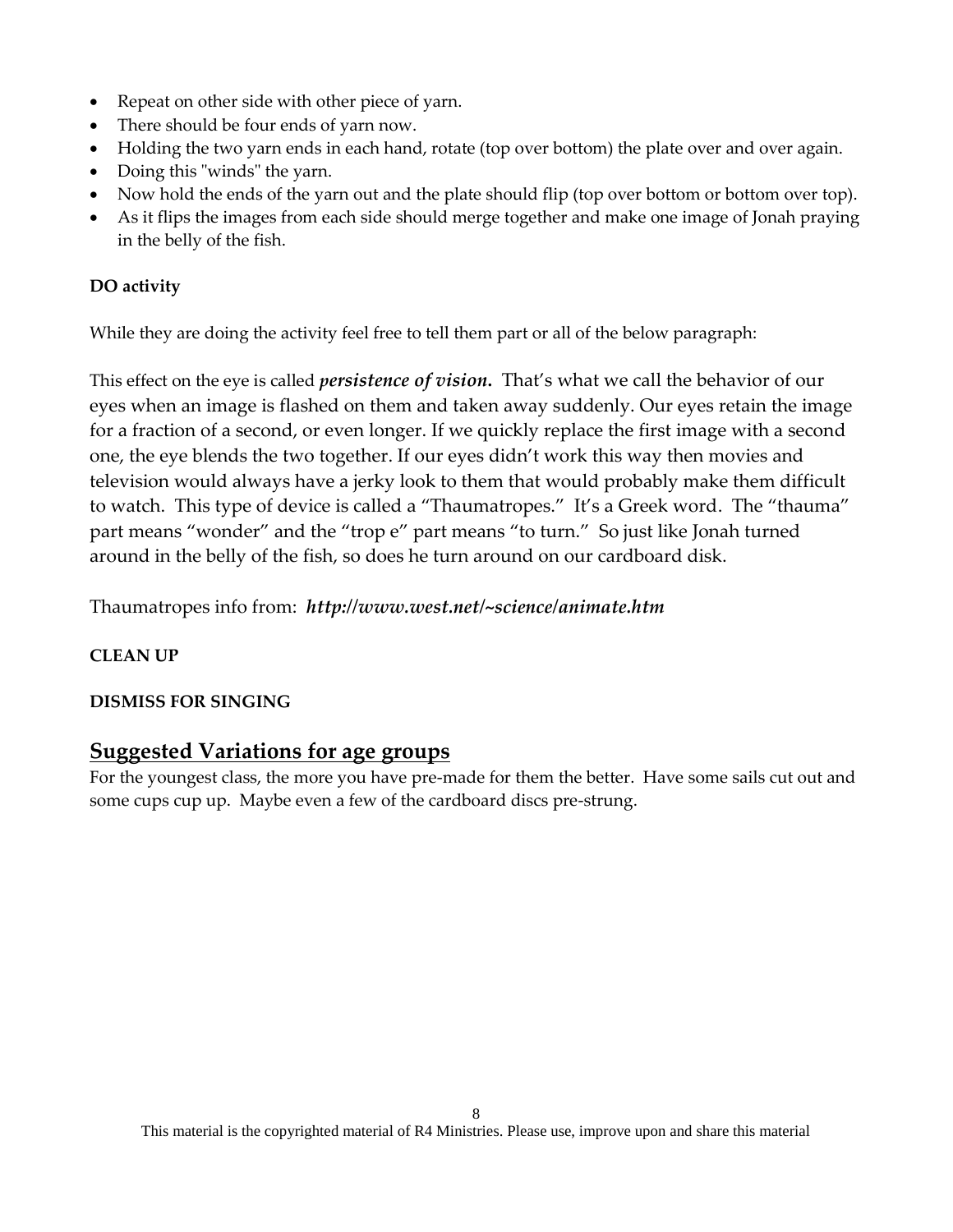- Repeat on other side with other piece of yarn.
- There should be four ends of yarn now.
- Holding the two yarn ends in each hand, rotate (top over bottom) the plate over and over again.
- Doing this "winds" the yarn.
- Now hold the ends of the yarn out and the plate should flip (top over bottom or bottom over top).
- As it flips the images from each side should merge together and make one image of Jonah praying in the belly of the fish.

**DO activity**

While they are doing the activity feel free to tell them part or all of the below paragraph:

This effect on the eye is called ***persistence of vision.*** That's what we call the behavior of our eyes when an image is flashed on them and taken away suddenly. Our eyes retain the image for a fraction of a second, or even longer. If we quickly replace the first image with a second one, the eye blends the two together. If our eyes didn't work this way then movies and television would always have a jerky look to them that would probably make them difficult to watch. This type of device is called a "Thaumatropes." It's a Greek word. The "thauma" part means "wonder" and the "trop e" part means "to turn." So just like Jonah turned around in the belly of the fish, so does he turn around on our cardboard disk.

Thaumatropes info from: ***http://www.west.net/~science/animate.htm***

**CLEAN UP**

**DISMISS FOR SINGING**

## Suggested Variations for age groups

For the youngest class, the more you have pre-made for them the better. Have some sails cut out and some cups cup up. Maybe even a few of the cardboard discs pre-strung.

This material is the copyrighted material of R4 Ministries. Please use, improve upon and share this material